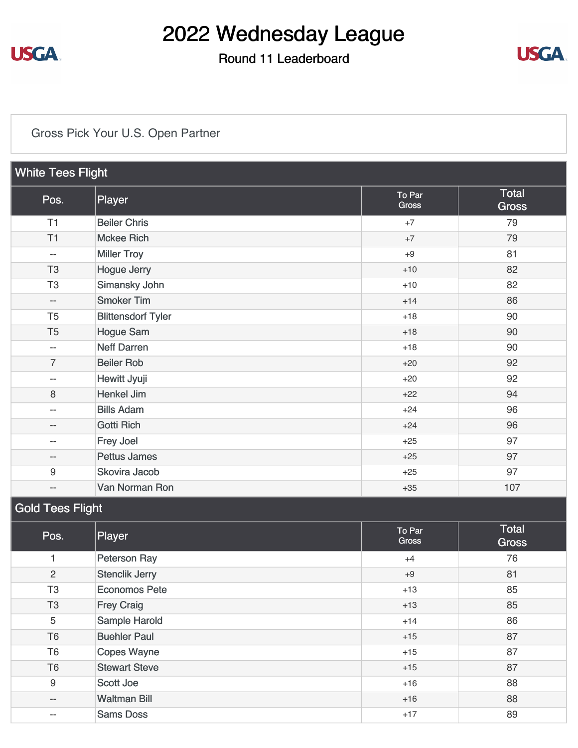# 2022 Wednesday League

## Round 11 Leaderboard

Gross Pick Your U.S. Open Partner

### White Tees Flight

| Pos. | Player | To Par Gross | Total Gross |
|---|---|---|---|
| T1 | Beiler Chris | +7 | 79 |
| T1 | Mckee Rich | +7 | 79 |
| -- | Miller Troy | +9 | 81 |
| T3 | Hogue Jerry | +10 | 82 |
| T3 | Simansky John | +10 | 82 |
| -- | Smoker Tim | +14 | 86 |
| T5 | Blittensdorf Tyler | +18 | 90 |
| T5 | Hogue Sam | +18 | 90 |
| -- | Neff Darren | +18 | 90 |
| 7 | Beiler Rob | +20 | 92 |
| -- | Hewitt Jyuji | +20 | 92 |
| 8 | Henkel Jim | +22 | 94 |
| -- | Bills Adam | +24 | 96 |
| -- | Gotti Rich | +24 | 96 |
| -- | Frey Joel | +25 | 97 |
| -- | Pettus James | +25 | 97 |
| 9 | Skovira Jacob | +25 | 97 |
| -- | Van Norman Ron | +35 | 107 |

### Gold Tees Flight

| Pos. | Player | To Par Gross | Total Gross |
|---|---|---|---|
| 1 | Peterson Ray | +4 | 76 |
| 2 | Stenclik Jerry | +9 | 81 |
| T3 | Economos Pete | +13 | 85 |
| T3 | Frey Craig | +13 | 85 |
| 5 | Sample Harold | +14 | 86 |
| T6 | Buehler Paul | +15 | 87 |
| T6 | Copes Wayne | +15 | 87 |
| T6 | Stewart Steve | +15 | 87 |
| 9 | Scott Joe | +16 | 88 |
| -- | Waltman Bill | +16 | 88 |
| -- | Sams Doss | +17 | 89 |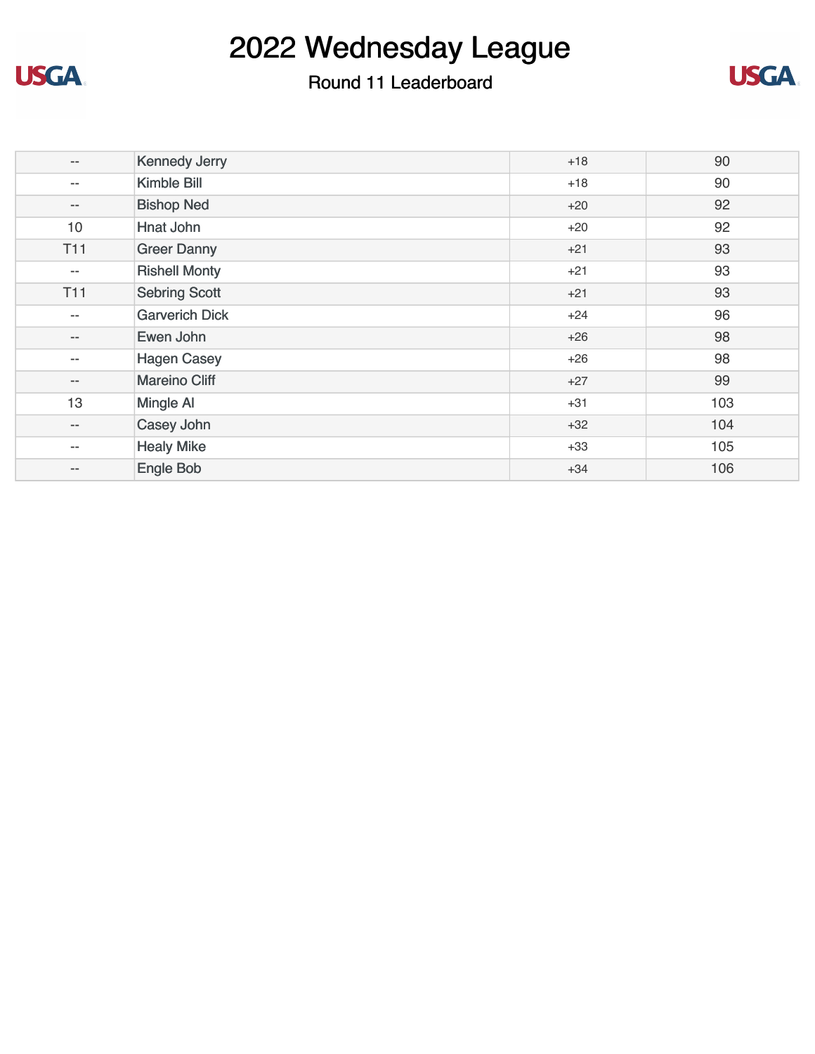# 2022 Wednesday League

Round 11 Leaderboard

| | | | |
|---|---|---|---|
| -- | Kennedy Jerry | +18 | 90 |
| -- | Kimble Bill | +18 | 90 |
| -- | Bishop Ned | +20 | 92 |
| 10 | Hnat John | +20 | 92 |
| T11 | Greer Danny | +21 | 93 |
| -- | Rishell Monty | +21 | 93 |
| T11 | Sebring Scott | +21 | 93 |
| -- | Garverich Dick | +24 | 96 |
| -- | Ewen John | +26 | 98 |
| -- | Hagen Casey | +26 | 98 |
| -- | Mareino Cliff | +27 | 99 |
| 13 | Mingle Al | +31 | 103 |
| -- | Casey John | +32 | 104 |
| -- | Healy Mike | +33 | 105 |
| -- | Engle Bob | +34 | 106 |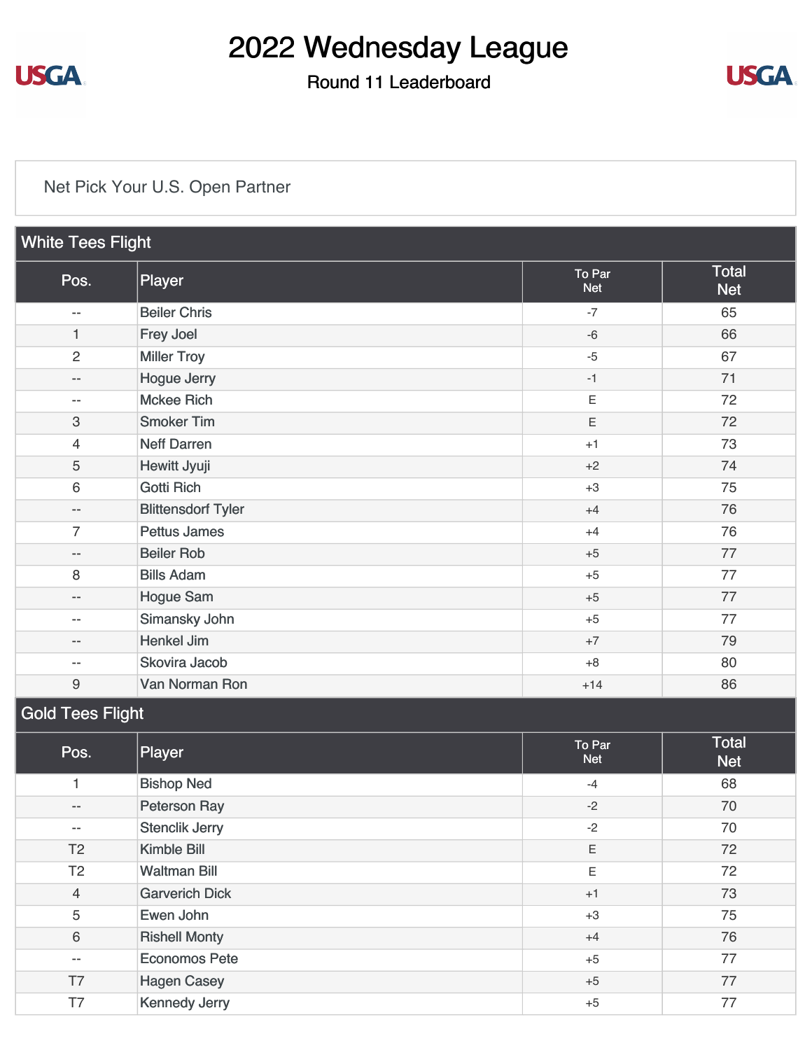# 2022 Wednesday League

## Round 11 Leaderboard

Net Pick Your U.S. Open Partner

### White Tees Flight

| Pos. | Player | To Par Net | Total Net |
|---|---|---|---|
| -- | Beiler Chris | -7 | 65 |
| 1 | Frey Joel | -6 | 66 |
| 2 | Miller Troy | -5 | 67 |
| -- | Hogue Jerry | -1 | 71 |
| -- | Mckee Rich | E | 72 |
| 3 | Smoker Tim | E | 72 |
| 4 | Neff Darren | +1 | 73 |
| 5 | Hewitt Jyuji | +2 | 74 |
| 6 | Gotti Rich | +3 | 75 |
| -- | Blittensdorf Tyler | +4 | 76 |
| 7 | Pettus James | +4 | 76 |
| -- | Beiler Rob | +5 | 77 |
| 8 | Bills Adam | +5 | 77 |
| -- | Hogue Sam | +5 | 77 |
| -- | Simansky John | +5 | 77 |
| -- | Henkel Jim | +7 | 79 |
| -- | Skovira Jacob | +8 | 80 |
| 9 | Van Norman Ron | +14 | 86 |

### Gold Tees Flight

| Pos. | Player | To Par Net | Total Net |
|---|---|---|---|
| 1 | Bishop Ned | -4 | 68 |
| -- | Peterson Ray | -2 | 70 |
| -- | Stenclik Jerry | -2 | 70 |
| T2 | Kimble Bill | E | 72 |
| T2 | Waltman Bill | E | 72 |
| 4 | Garverich Dick | +1 | 73 |
| 5 | Ewen John | +3 | 75 |
| 6 | Rishell Monty | +4 | 76 |
| -- | Economos Pete | +5 | 77 |
| T7 | Hagen Casey | +5 | 77 |
| T7 | Kennedy Jerry | +5 | 77 |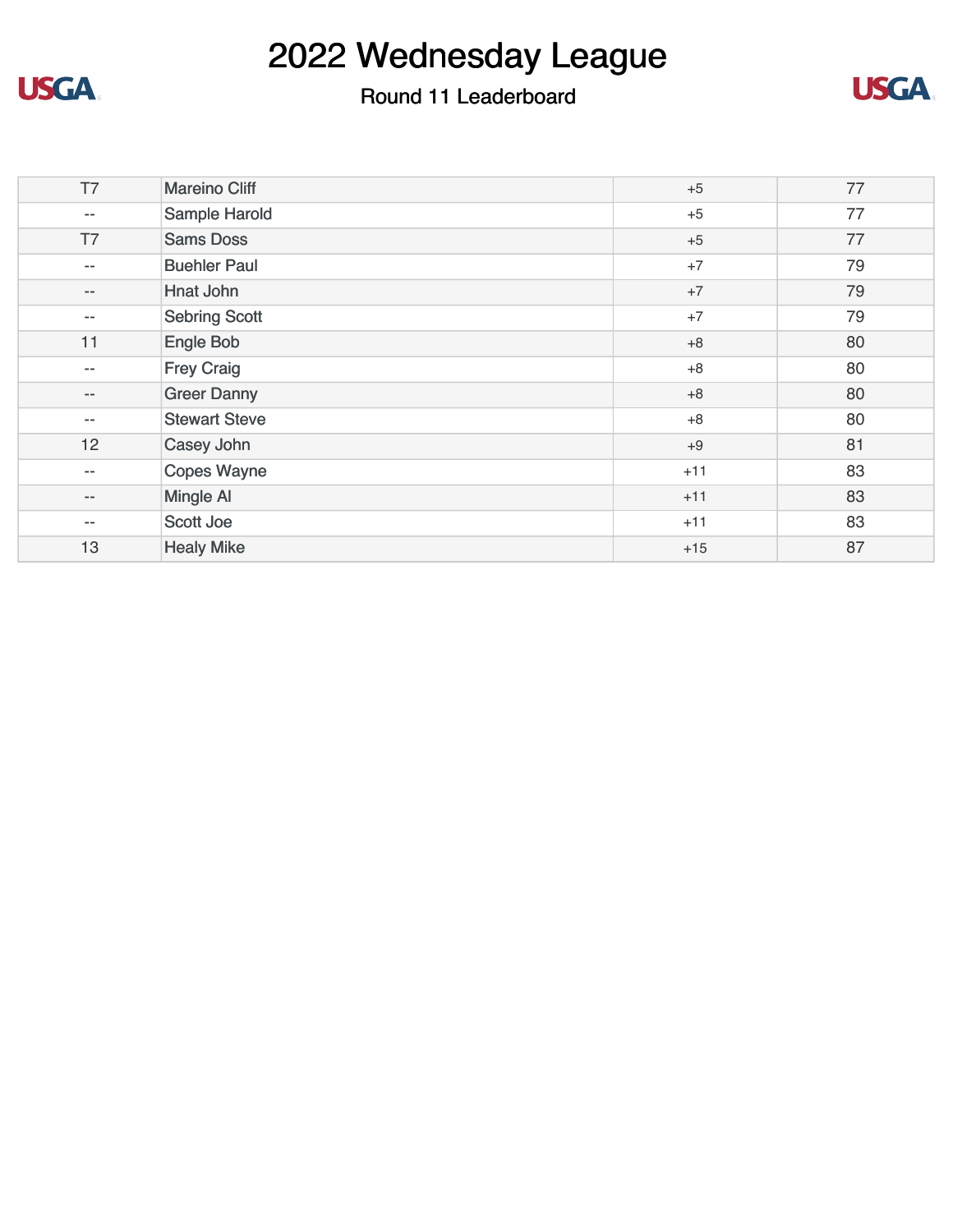# 2022 Wednesday League

Round 11 Leaderboard

| | | | |
|---|---|---|---|
| T7 | Mareino Cliff | +5 | 77 |
| -- | Sample Harold | +5 | 77 |
| T7 | Sams Doss | +5 | 77 |
| -- | Buehler Paul | +7 | 79 |
| -- | Hnat John | +7 | 79 |
| -- | Sebring Scott | +7 | 79 |
| 11 | Engle Bob | +8 | 80 |
| -- | Frey Craig | +8 | 80 |
| -- | Greer Danny | +8 | 80 |
| -- | Stewart Steve | +8 | 80 |
| 12 | Casey John | +9 | 81 |
| -- | Copes Wayne | +11 | 83 |
| -- | Mingle Al | +11 | 83 |
| -- | Scott Joe | +11 | 83 |
| 13 | Healy Mike | +15 | 87 |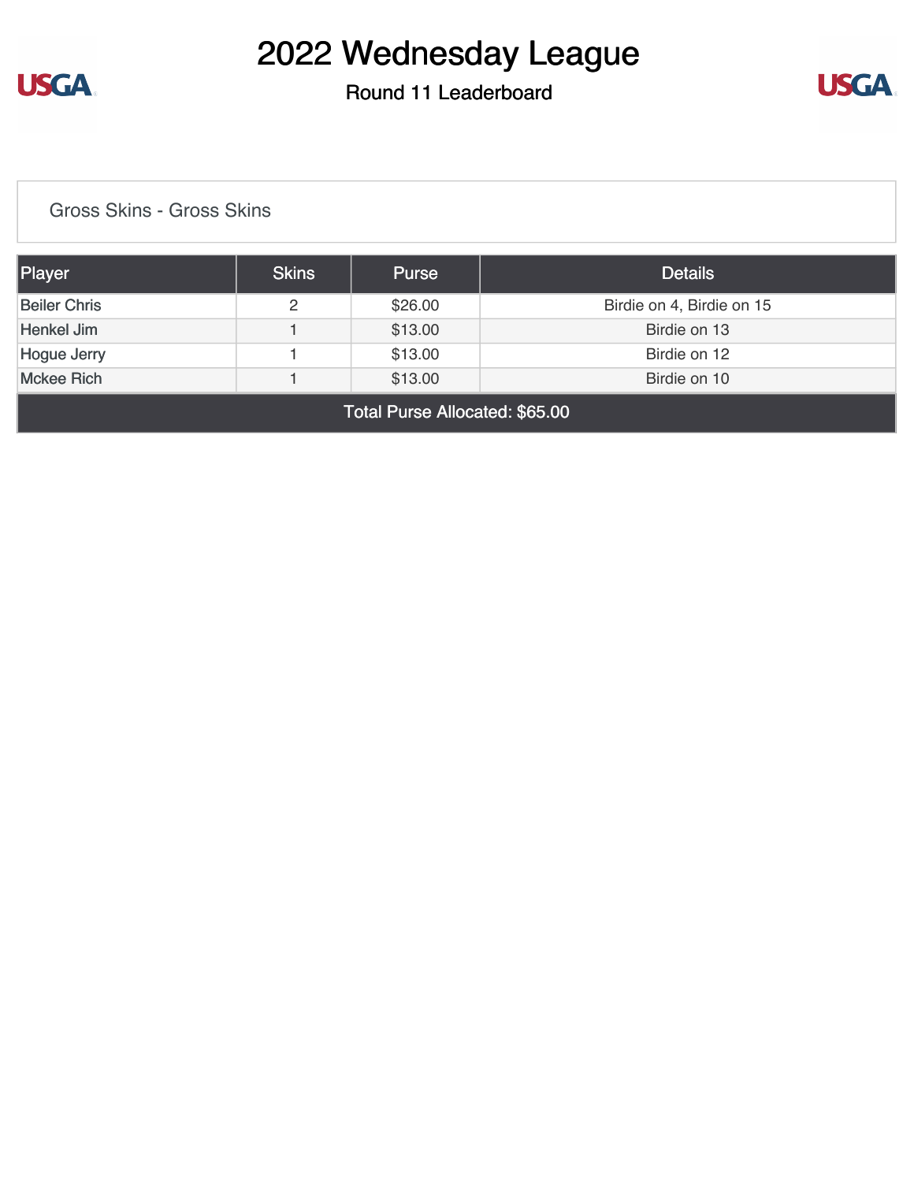# 2022 Wednesday League

## Round 11 Leaderboard

### Gross Skins - Gross Skins

| Player | Skins | Purse | Details |
|---|---|---|---|
| Beiler Chris | 2 | $26.00 | Birdie on 4, Birdie on 15 |
| Henkel Jim | 1 | $13.00 | Birdie on 13 |
| Hogue Jerry | 1 | $13.00 | Birdie on 12 |
| Mckee Rich | 1 | $13.00 | Birdie on 10 |
| Total Purse Allocated: $65.00 | | | |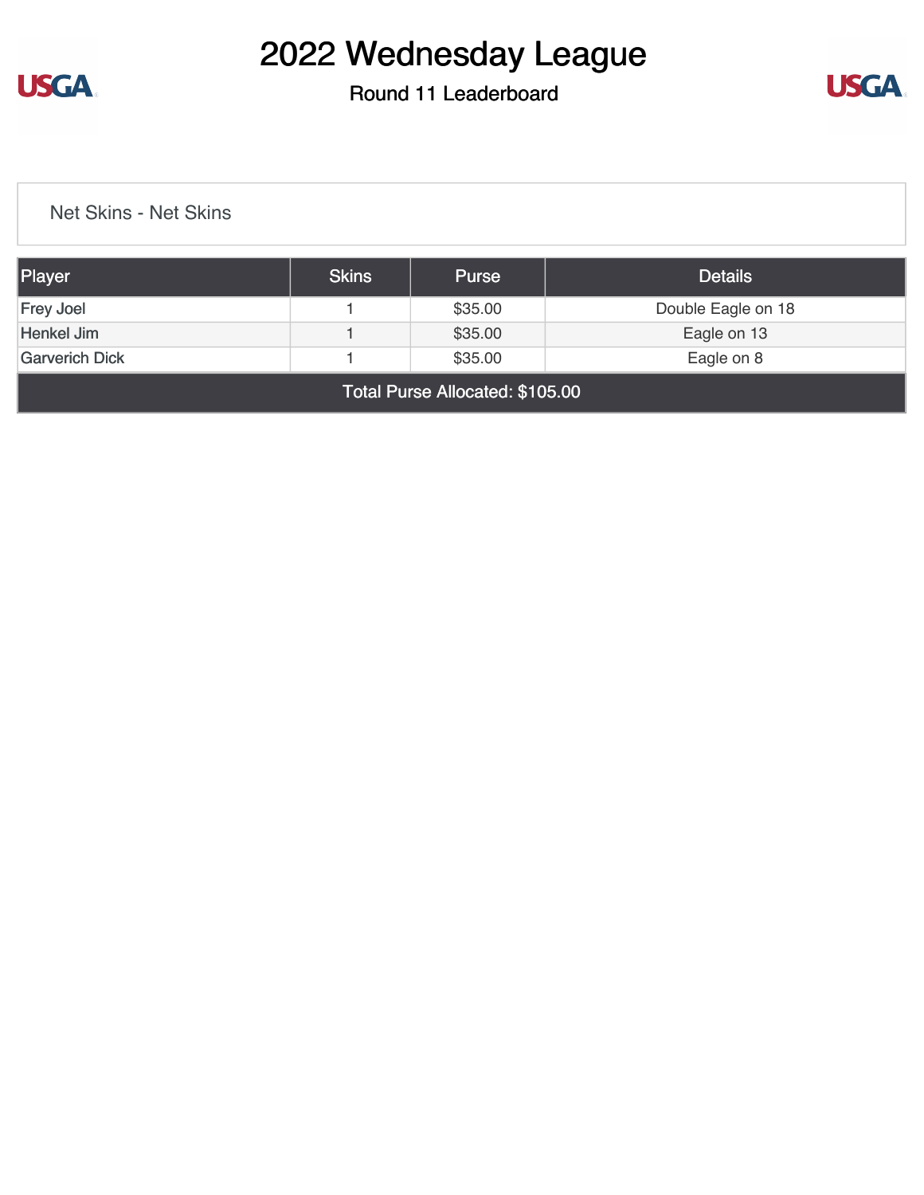# 2022 Wednesday League

## Round 11 Leaderboard

Net Skins - Net Skins

| Player | Skins | Purse | Details |
|---|---|---|---|
| Frey Joel | 1 | $35.00 | Double Eagle on 18 |
| Henkel Jim | 1 | $35.00 | Eagle on 13 |
| Garverich Dick | 1 | $35.00 | Eagle on 8 |
| Total Purse Allocated: $105.00 | | | |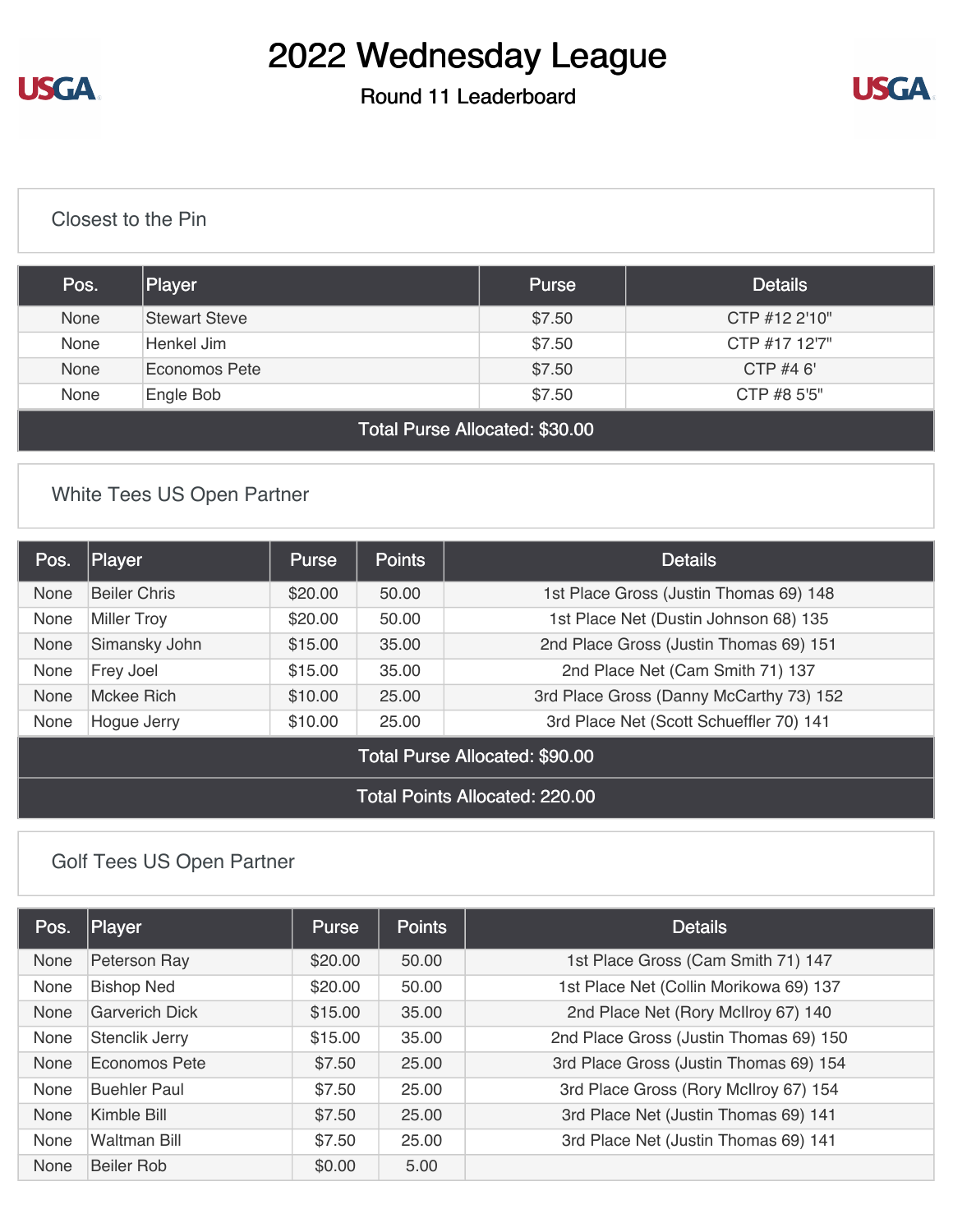# 2022 Wednesday League

Round 11 Leaderboard

## Closest to the Pin

| Pos. | Player | Purse | Details |
|---|---|---|---|
| None | Stewart Steve | $7.50 | CTP #12 2'10" |
| None | Henkel Jim | $7.50 | CTP #17 12'7" |
| None | Economos Pete | $7.50 | CTP #4 6' |
| None | Engle Bob | $7.50 | CTP #8 5'5" |
| Total Purse Allocated: $30.00 | | | |

## White Tees US Open Partner

| Pos. | Player | Purse | Points | Details |
|---|---|---|---|---|
| None | Beiler Chris | $20.00 | 50.00 | 1st Place Gross (Justin Thomas 69) 148 |
| None | Miller Troy | $20.00 | 50.00 | 1st Place Net (Dustin Johnson 68) 135 |
| None | Simansky John | $15.00 | 35.00 | 2nd Place Gross (Justin Thomas 69) 151 |
| None | Frey Joel | $15.00 | 35.00 | 2nd Place Net (Cam Smith 71) 137 |
| None | Mckee Rich | $10.00 | 25.00 | 3rd Place Gross (Danny McCarthy 73) 152 |
| None | Hogue Jerry | $10.00 | 25.00 | 3rd Place Net (Scott Schueffler 70) 141 |
| Total Purse Allocated: $90.00 | | | | |
| Total Points Allocated: 220.00 | | | | |

## Golf Tees US Open Partner

| Pos. | Player | Purse | Points | Details |
|---|---|---|---|---|
| None | Peterson Ray | $20.00 | 50.00 | 1st Place Gross (Cam Smith 71) 147 |
| None | Bishop Ned | $20.00 | 50.00 | 1st Place Net (Collin Morikowa 69) 137 |
| None | Garverich Dick | $15.00 | 35.00 | 2nd Place Net (Rory McIlroy 67) 140 |
| None | Stenclik Jerry | $15.00 | 35.00 | 2nd Place Gross (Justin Thomas 69) 150 |
| None | Economos Pete | $7.50 | 25.00 | 3rd Place Gross (Justin Thomas 69) 154 |
| None | Buehler Paul | $7.50 | 25.00 | 3rd Place Gross (Rory McIlroy 67) 154 |
| None | Kimble Bill | $7.50 | 25.00 | 3rd Place Net (Justin Thomas 69) 141 |
| None | Waltman Bill | $7.50 | 25.00 | 3rd Place Net (Justin Thomas 69) 141 |
| None | Beiler Rob | $0.00 | 5.00 | |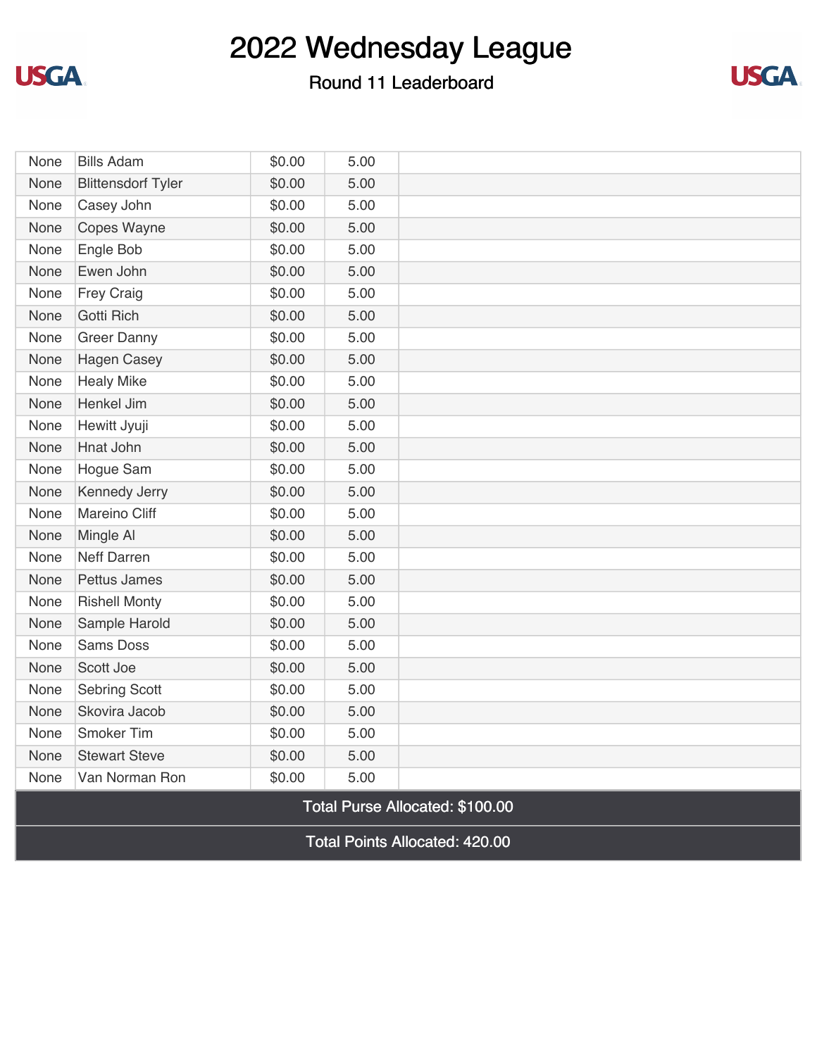# 2022 Wednesday League

## Round 11 Leaderboard

| | | | | |
|---|---|---|---|---|
| None | Bills Adam | $0.00 | 5.00 | |
| None | Blittensdorf Tyler | $0.00 | 5.00 | |
| None | Casey John | $0.00 | 5.00 | |
| None | Copes Wayne | $0.00 | 5.00 | |
| None | Engle Bob | $0.00 | 5.00 | |
| None | Ewen John | $0.00 | 5.00 | |
| None | Frey Craig | $0.00 | 5.00 | |
| None | Gotti Rich | $0.00 | 5.00 | |
| None | Greer Danny | $0.00 | 5.00 | |
| None | Hagen Casey | $0.00 | 5.00 | |
| None | Healy Mike | $0.00 | 5.00 | |
| None | Henkel Jim | $0.00 | 5.00 | |
| None | Hewitt Jyuji | $0.00 | 5.00 | |
| None | Hnat John | $0.00 | 5.00 | |
| None | Hogue Sam | $0.00 | 5.00 | |
| None | Kennedy Jerry | $0.00 | 5.00 | |
| None | Mareino Cliff | $0.00 | 5.00 | |
| None | Mingle Al | $0.00 | 5.00 | |
| None | Neff Darren | $0.00 | 5.00 | |
| None | Pettus James | $0.00 | 5.00 | |
| None | Rishell Monty | $0.00 | 5.00 | |
| None | Sample Harold | $0.00 | 5.00 | |
| None | Sams Doss | $0.00 | 5.00 | |
| None | Scott Joe | $0.00 | 5.00 | |
| None | Sebring Scott | $0.00 | 5.00 | |
| None | Skovira Jacob | $0.00 | 5.00 | |
| None | Smoker Tim | $0.00 | 5.00 | |
| None | Stewart Steve | $0.00 | 5.00 | |
| None | Van Norman Ron | $0.00 | 5.00 | |

Total Purse Allocated: $100.00

Total Points Allocated: 420.00